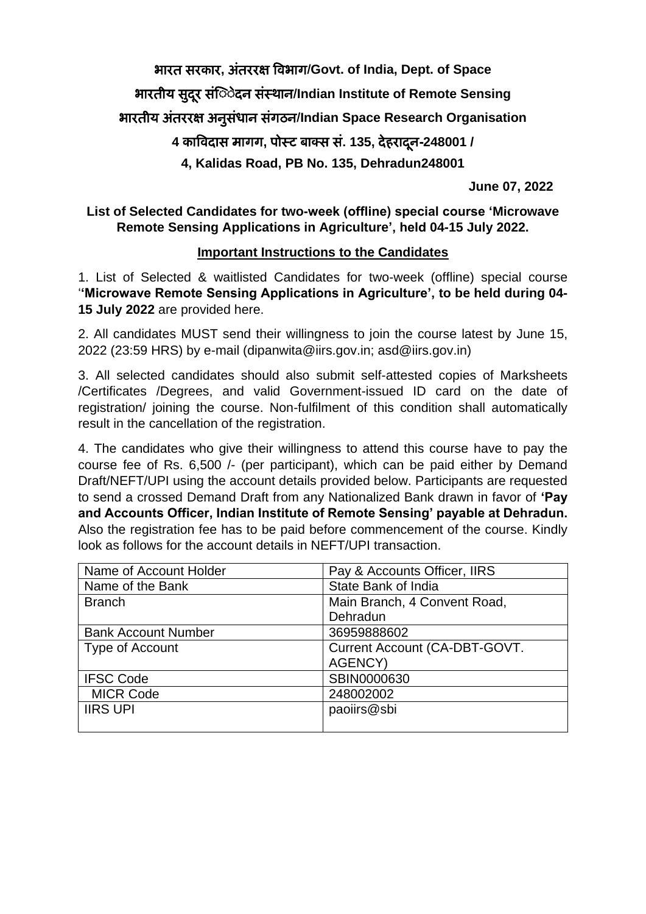**भारत सरकार, अंतररक्ष विभाग/Govt. of India, Dept. of Space**

**भारतीय सुदूर संवेदन संस्थान/Indian Institute of Remote Sensing**

**भारतीय अंतररक्ष अनुसंधान संगठन/Indian Space Research Organisation**

**4 कालिदास मार्ग, पोस्ट बाक्स सं. 135, देहरादून-248001 /**

**4, Kalidas Road, PB No. 135, Dehradun248001**

**June 07, 2022**

**List of Selected Candidates for two-week (offline) special course 'Microwave Remote Sensing Applications in Agriculture', held 04-15 July 2022.**

## Important Instructions to the Candidates

1. List of Selected & waitlisted Candidates for two-week (offline) special course '**'Microwave Remote Sensing Applications in Agriculture', to be held during 04-15 July 2022** are provided here.

2. All candidates MUST send their willingness to join the course latest by June 15, 2022 (23:59 HRS) by e-mail (dipanwita@iirs.gov.in; asd@iirs.gov.in)

3. All selected candidates should also submit self-attested copies of Marksheets /Certificates /Degrees, and valid Government-issued ID card on the date of registration/ joining the course. Non-fulfilment of this condition shall automatically result in the cancellation of the registration.

4. The candidates who give their willingness to attend this course have to pay the course fee of Rs. 6,500 /- (per participant), which can be paid either by Demand Draft/NEFT/UPI using the account details provided below. Participants are requested to send a crossed Demand Draft from any Nationalized Bank drawn in favor of **'Pay and Accounts Officer, Indian Institute of Remote Sensing' payable at Dehradun.** Also the registration fee has to be paid before commencement of the course. Kindly look as follows for the account details in NEFT/UPI transaction.

| Name of Account Holder | Pay & Accounts Officer, IIRS |
|---|---|
| Name of the Bank | State Bank of India |
| Branch | Main Branch, 4 Convent Road, Dehradun |
| Bank Account Number | 36959888602 |
| Type of Account | Current Account (CA-DBT-GOVT. AGENCY) |
| IFSC Code | SBIN0000630 |
| MICR Code | 248002002 |
| IIRS UPI | paoiirs@sbi |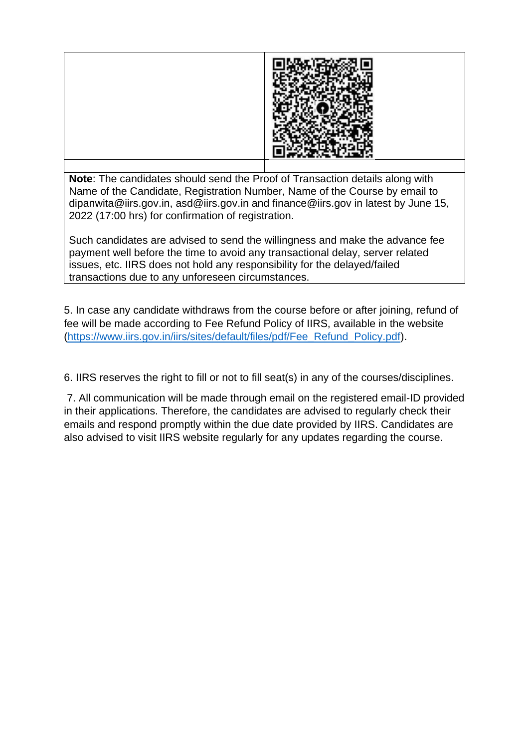**Note**: The candidates should send the Proof of Transaction details along with Name of the Candidate, Registration Number, Name of the Course by email to dipanwita@iirs.gov.in, asd@iirs.gov.in and finance@iirs.gov in latest by June 15, 2022 (17:00 hrs) for confirmation of registration.

Such candidates are advised to send the willingness and make the advance fee payment well before the time to avoid any transactional delay, server related issues, etc. IIRS does not hold any responsibility for the delayed/failed transactions due to any unforeseen circumstances.

5. In case any candidate withdraws from the course before or after joining, refund of fee will be made according to Fee Refund Policy of IIRS, available in the website (https://www.iirs.gov.in/iirs/sites/default/files/pdf/Fee_Refund_Policy.pdf).

6. IIRS reserves the right to fill or not to fill seat(s) in any of the courses/disciplines.

7. All communication will be made through email on the registered email-ID provided in their applications. Therefore, the candidates are advised to regularly check their emails and respond promptly within the due date provided by IIRS. Candidates are also advised to visit IIRS website regularly for any updates regarding the course.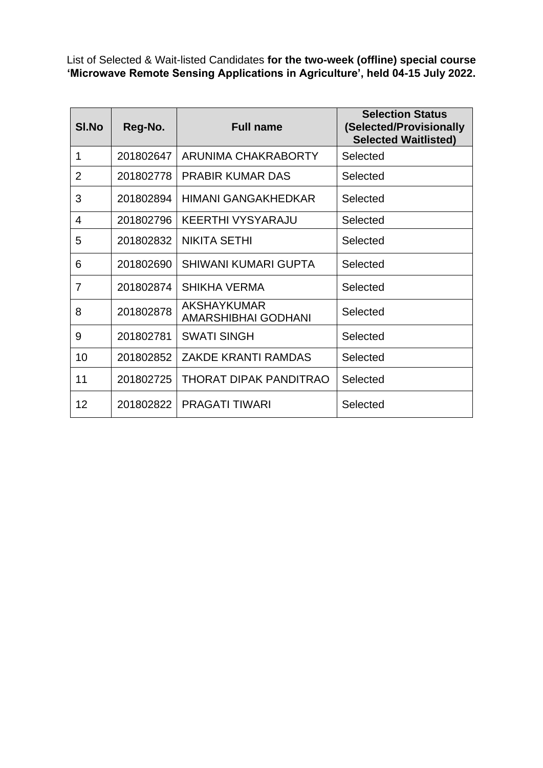List of Selected & Wait-listed Candidates **for the two-week (offline) special course 'Microwave Remote Sensing Applications in Agriculture', held 04-15 July 2022.**

| Sl.No | Reg-No. | Full name | Selection Status (Selected/Provisionally Selected Waitlisted) |
|---|---|---|---|
| 1 | 201802647 | ARUNIMA CHAKRABORTY | Selected |
| 2 | 201802778 | PRABIR KUMAR DAS | Selected |
| 3 | 201802894 | HIMANI GANGAKHEDKAR | Selected |
| 4 | 201802796 | KEERTHI VYSYARAJU | Selected |
| 5 | 201802832 | NIKITA SETHI | Selected |
| 6 | 201802690 | SHIWANI KUMARI GUPTA | Selected |
| 7 | 201802874 | SHIKHA VERMA | Selected |
| 8 | 201802878 | AKSHAYKUMAR AMARSHIBHAI GODHANI | Selected |
| 9 | 201802781 | SWATI SINGH | Selected |
| 10 | 201802852 | ZAKDE KRANTI RAMDAS | Selected |
| 11 | 201802725 | THORAT DIPAK PANDITRAO | Selected |
| 12 | 201802822 | PRAGATI TIWARI | Selected |